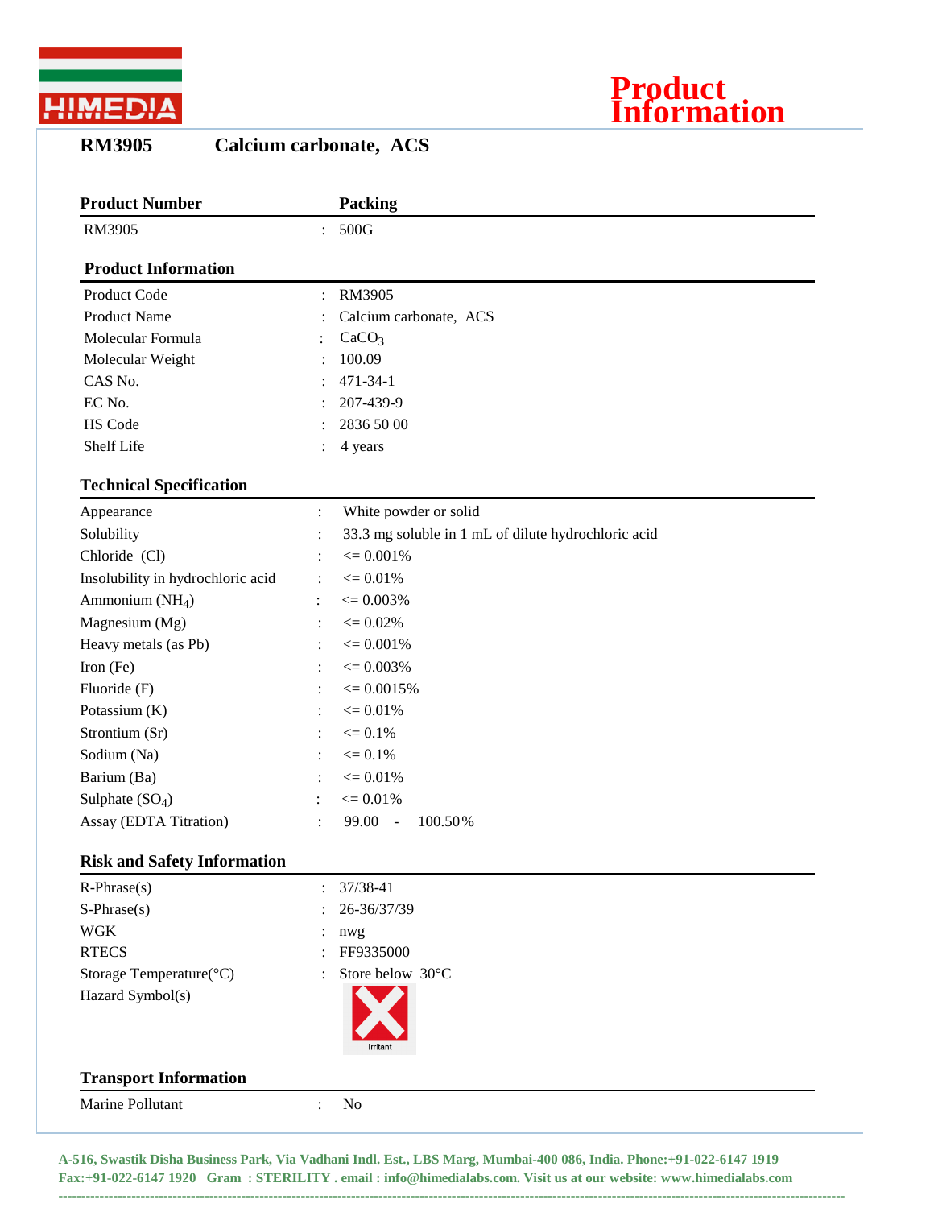HIMEDIA

# Product Information

## RM3905 Calcium carbonate, ACS

| Product Number | | Packing |
|---|---|---|
| RM3905 | : | 500G |

### Product Information

| | | |
|---|---|---|
| Product Code | : | RM3905 |
| Product Name | : | Calcium carbonate, ACS |
| Molecular Formula | : | $CaCO_3$ |
| Molecular Weight | : | 100.09 |
| CAS No. | : | 471-34-1 |
| EC No. | : | 207-439-9 |
| HS Code | : | 2836 50 00 |
| Shelf Life | : | 4 years |

### Technical Specification

| | | |
|---|---|---|
| Appearance | : | White powder or solid |
| Solubility | : | 33.3 mg soluble in 1 mL of dilute hydrochloric acid |
| Chloride (Cl) | : | <= 0.001% |
| Insolubility in hydrochloric acid | : | <= 0.01% |
| Ammonium ($NH_4$) | : | <= 0.003% |
| Magnesium (Mg) | : | <= 0.02% |
| Heavy metals (as Pb) | : | <= 0.001% |
| Iron (Fe) | : | <= 0.003% |
| Fluoride (F) | : | <= 0.0015% |
| Potassium (K) | : | <= 0.01% |
| Strontium (Sr) | : | <= 0.1% |
| Sodium (Na) | : | <= 0.1% |
| Barium (Ba) | : | <= 0.01% |
| Sulphate ($SO_4$) | : | <= 0.01% |
| Assay (EDTA Titration) | : | 99.00 - 100.50% |

### Risk and Safety Information

| | | |
|---|---|---|
| R-Phrase(s) | : | 37/38-41 |
| S-Phrase(s) | : | 26-36/37/39 |
| WGK | : | nwg |
| RTECS | : | FF9335000 |
| Storage Temperature(°C) | : | Store below 30°C |
| Hazard Symbol(s) | | Irritant |

### Transport Information

| | | |
|---|---|---|
| Marine Pollutant | : | No |

**A-516, Swastik Disha Business Park, Via Vadhani Indl. Est., LBS Marg, Mumbai-400 086, India. Phone:+91-022-6147 1919 Fax:+91-022-6147 1920 Gram : STERILITY . email : info@himedialabs.com. Visit us at our website: www.himedialabs.com**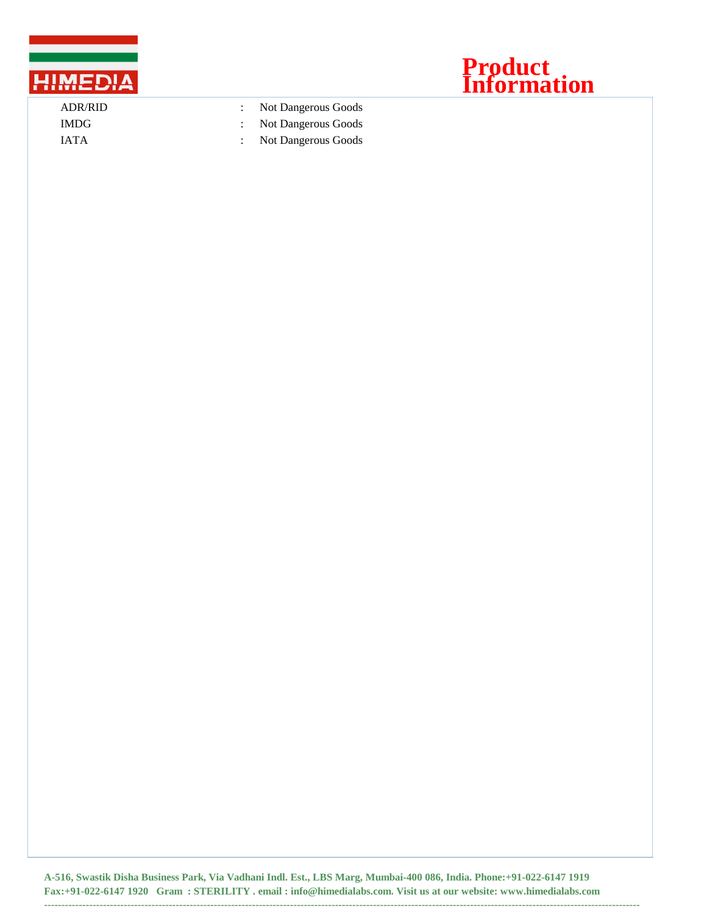| | | |
|---|---|---|
| ADR/RID | : | Not Dangerous Goods |
| IMDG | : | Not Dangerous Goods |
| IATA | : | Not Dangerous Goods |